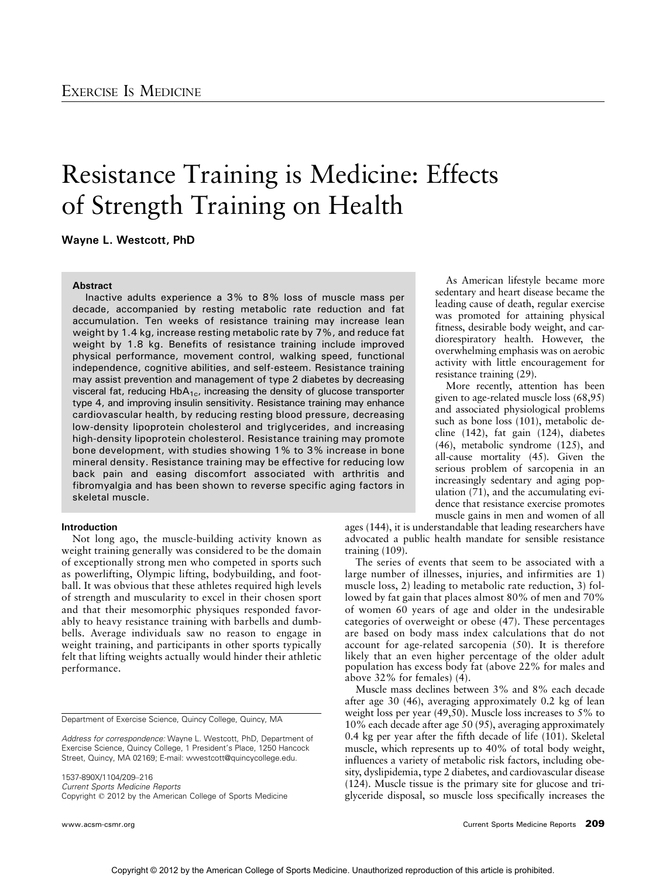Exercise Is Medicine

# Resistance Training is Medicine: Effects of Strength Training on Health

**Wayne L. Westcott, PhD**

### Abstract

Inactive adults experience a 3% to 8% loss of muscle mass per decade, accompanied by resting metabolic rate reduction and fat accumulation. Ten weeks of resistance training may increase lean weight by 1.4 kg, increase resting metabolic rate by 7%, and reduce fat weight by 1.8 kg. Benefits of resistance training include improved physical performance, movement control, walking speed, functional independence, cognitive abilities, and self-esteem. Resistance training may assist prevention and management of type 2 diabetes by decreasing visceral fat, reducing $HbA_{1c}$, increasing the density of glucose transporter type 4, and improving insulin sensitivity. Resistance training may enhance cardiovascular health, by reducing resting blood pressure, decreasing low-density lipoprotein cholesterol and triglycerides, and increasing high-density lipoprotein cholesterol. Resistance training may promote bone development, with studies showing 1% to 3% increase in bone mineral density. Resistance training may be effective for reducing low back pain and easing discomfort associated with arthritis and fibromyalgia and has been shown to reverse specific aging factors in skeletal muscle.

### Introduction

Not long ago, the muscle-building activity known as weight training generally was considered to be the domain of exceptionally strong men who competed in sports such as powerlifting, Olympic lifting, bodybuilding, and football. It was obvious that these athletes required high levels of strength and muscularity to excel in their chosen sport and that their mesomorphic physiques responded favorably to heavy resistance training with barbells and dumbbells. Average individuals saw no reason to engage in weight training, and participants in other sports typically felt that lifting weights actually would hinder their athletic performance.

As American lifestyle became more sedentary and heart disease became the leading cause of death, regular exercise was promoted for attaining physical fitness, desirable body weight, and cardiorespiratory health. However, the overwhelming emphasis was on aerobic activity with little encouragement for resistance training (29).

More recently, attention has been given to age-related muscle loss (68,95) and associated physiological problems such as bone loss (101), metabolic decline (142), fat gain (124), diabetes (46), metabolic syndrome (125), and all-cause mortality (45). Given the serious problem of sarcopenia in an increasingly sedentary and aging population (71), and the accumulating evidence that resistance exercise promotes muscle gains in men and women of all ages (144), it is understandable that leading researchers have advocated a public health mandate for sensible resistance training (109).

The series of events that seem to be associated with a large number of illnesses, injuries, and infirmities are 1) muscle loss, 2) leading to metabolic rate reduction, 3) followed by fat gain that places almost 80% of men and 70% of women 60 years of age and older in the undesirable categories of overweight or obese (47). These percentages are based on body mass index calculations that do not account for age-related sarcopenia (50). It is therefore likely that an even higher percentage of the older adult population has excess body fat (above 22% for males and above 32% for females) (4).

Muscle mass declines between 3% and 8% each decade after age 30 (46), averaging approximately 0.2 kg of lean weight loss per year (49,50). Muscle loss increases to 5% to 10% each decade after age 50 (95), averaging approximately 0.4 kg per year after the fifth decade of life (101). Skeletal muscle, which represents up to 40% of total body weight, influences a variety of metabolic risk factors, including obesity, dyslipidemia, type 2 diabetes, and cardiovascular disease (124). Muscle tissue is the primary site for glucose and triglyceride disposal, so muscle loss specifically increases the

Department of Exercise Science, Quincy College, Quincy, MA

*Address for correspondence:* Wayne L. Westcott, PhD, Department of Exercise Science, Quincy College, 1 President's Place, 1250 Hancock Street, Quincy, MA 02169; E-mail: wwestcott@quincycollege.edu.

1537-890X/1104/209–216
*Current Sports Medicine Reports*
Copyright © 2012 by the American College of Sports Medicine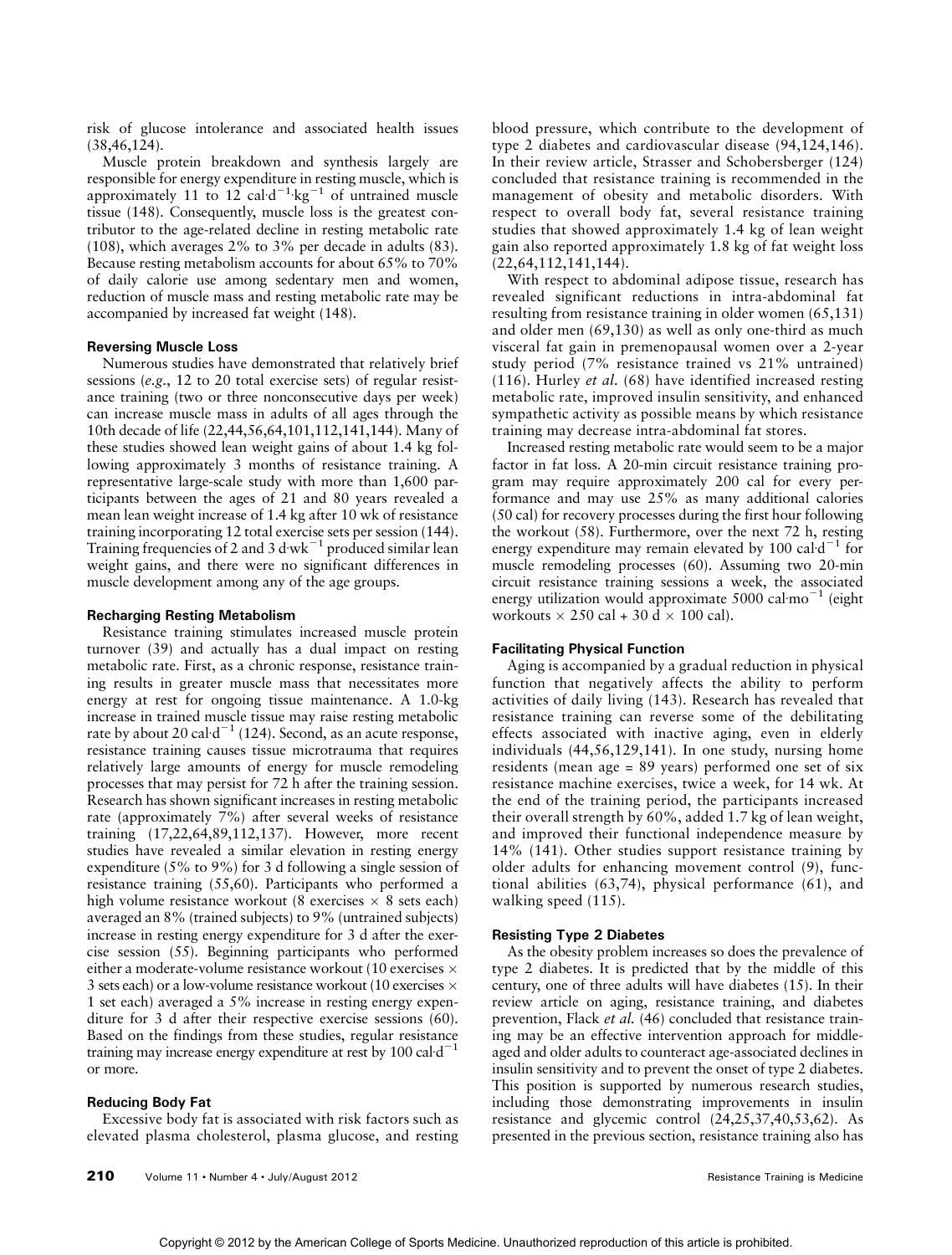risk of glucose intolerance and associated health issues (38,46,124).

Muscle protein breakdown and synthesis largely are responsible for energy expenditure in resting muscle, which is approximately 11 to 12 $cal \cdot d^{-1} \cdot kg^{-1}$ of untrained muscle tissue (148). Consequently, muscle loss is the greatest contributor to the age-related decline in resting metabolic rate (108), which averages 2% to 3% per decade in adults (83). Because resting metabolism accounts for about 65% to 70% of daily calorie use among sedentary men and women, reduction of muscle mass and resting metabolic rate may be accompanied by increased fat weight (148).

### Reversing Muscle Loss

Numerous studies have demonstrated that relatively brief sessions (*e.g.*, 12 to 20 total exercise sets) of regular resistance training (two or three nonconsecutive days per week) can increase muscle mass in adults of all ages through the 10th decade of life (22,44,56,64,101,112,141,144). Many of these studies showed lean weight gains of about 1.4 kg following approximately 3 months of resistance training. A representative large-scale study with more than 1,600 participants between the ages of 21 and 80 years revealed a mean lean weight increase of 1.4 kg after 10 wk of resistance training incorporating 12 total exercise sets per session (144). Training frequencies of 2 and 3 $d \cdot wk^{-1}$ produced similar lean weight gains, and there were no significant differences in muscle development among any of the age groups.

### Recharging Resting Metabolism

Resistance training stimulates increased muscle protein turnover (39) and actually has a dual impact on resting metabolic rate. First, as a chronic response, resistance training results in greater muscle mass that necessitates more energy at rest for ongoing tissue maintenance. A 1.0-kg increase in trained muscle tissue may raise resting metabolic rate by about 20 $cal \cdot d^{-1}$ (124). Second, as an acute response, resistance training causes tissue microtrauma that requires relatively large amounts of energy for muscle remodeling processes that may persist for 72 h after the training session. Research has shown significant increases in resting metabolic rate (approximately 7%) after several weeks of resistance training (17,22,64,89,112,137). However, more recent studies have revealed a similar elevation in resting energy expenditure (5% to 9%) for 3 d following a single session of resistance training (55,60). Participants who performed a high volume resistance workout (8 exercises × 8 sets each) averaged an 8% (trained subjects) to 9% (untrained subjects) increase in resting energy expenditure for 3 d after the exercise session (55). Beginning participants who performed either a moderate-volume resistance workout (10 exercises × 3 sets each) or a low-volume resistance workout (10 exercises × 1 set each) averaged a 5% increase in resting energy expenditure for 3 d after their respective exercise sessions (60). Based on the findings from these studies, regular resistance training may increase energy expenditure at rest by 100 $cal \cdot d^{-1}$ or more.

### Reducing Body Fat

Excessive body fat is associated with risk factors such as elevated plasma cholesterol, plasma glucose, and resting blood pressure, which contribute to the development of type 2 diabetes and cardiovascular disease (94,124,146). In their review article, Strasser and Schobersberger (124) concluded that resistance training is recommended in the management of obesity and metabolic disorders. With respect to overall body fat, several resistance training studies that showed approximately 1.4 kg of lean weight gain also reported approximately 1.8 kg of fat weight loss (22,64,112,141,144).

With respect to abdominal adipose tissue, research has revealed significant reductions in intra-abdominal fat resulting from resistance training in older women (65,131) and older men (69,130) as well as only one-third as much visceral fat gain in premenopausal women over a 2-year study period (7% resistance trained vs 21% untrained) (116). Hurley *et al.* (68) have identified increased resting metabolic rate, improved insulin sensitivity, and enhanced sympathetic activity as possible means by which resistance training may decrease intra-abdominal fat stores.

Increased resting metabolic rate would seem to be a major factor in fat loss. A 20-min circuit resistance training program may require approximately 200 cal for every performance and may use 25% as many additional calories (50 cal) for recovery processes during the first hour following the workout (58). Furthermore, over the next 72 h, resting energy expenditure may remain elevated by 100 $cal \cdot d^{-1}$ for muscle remodeling processes (60). Assuming two 20-min circuit resistance training sessions a week, the associated energy utilization would approximate 5000 $cal \cdot mo^{-1}$ (eight workouts × 250 cal + 30 d × 100 cal).

### Facilitating Physical Function

Aging is accompanied by a gradual reduction in physical function that negatively affects the ability to perform activities of daily living (143). Research has revealed that resistance training can reverse some of the debilitating effects associated with inactive aging, even in elderly individuals (44,56,129,141). In one study, nursing home residents (mean age = 89 years) performed one set of six resistance machine exercises, twice a week, for 14 wk. At the end of the training period, the participants increased their overall strength by 60%, added 1.7 kg of lean weight, and improved their functional independence measure by 14% (141). Other studies support resistance training by older adults for enhancing movement control (9), functional abilities (63,74), physical performance (61), and walking speed (115).

### Resisting Type 2 Diabetes

As the obesity problem increases so does the prevalence of type 2 diabetes. It is predicted that by the middle of this century, one of three adults will have diabetes (15). In their review article on aging, resistance training, and diabetes prevention, Flack *et al.* (46) concluded that resistance training may be an effective intervention approach for middle-aged and older adults to counteract age-associated declines in insulin sensitivity and to prevent the onset of type 2 diabetes. This position is supported by numerous research studies, including those demonstrating improvements in insulin resistance and glycemic control (24,25,37,40,53,62). As presented in the previous section, resistance training also has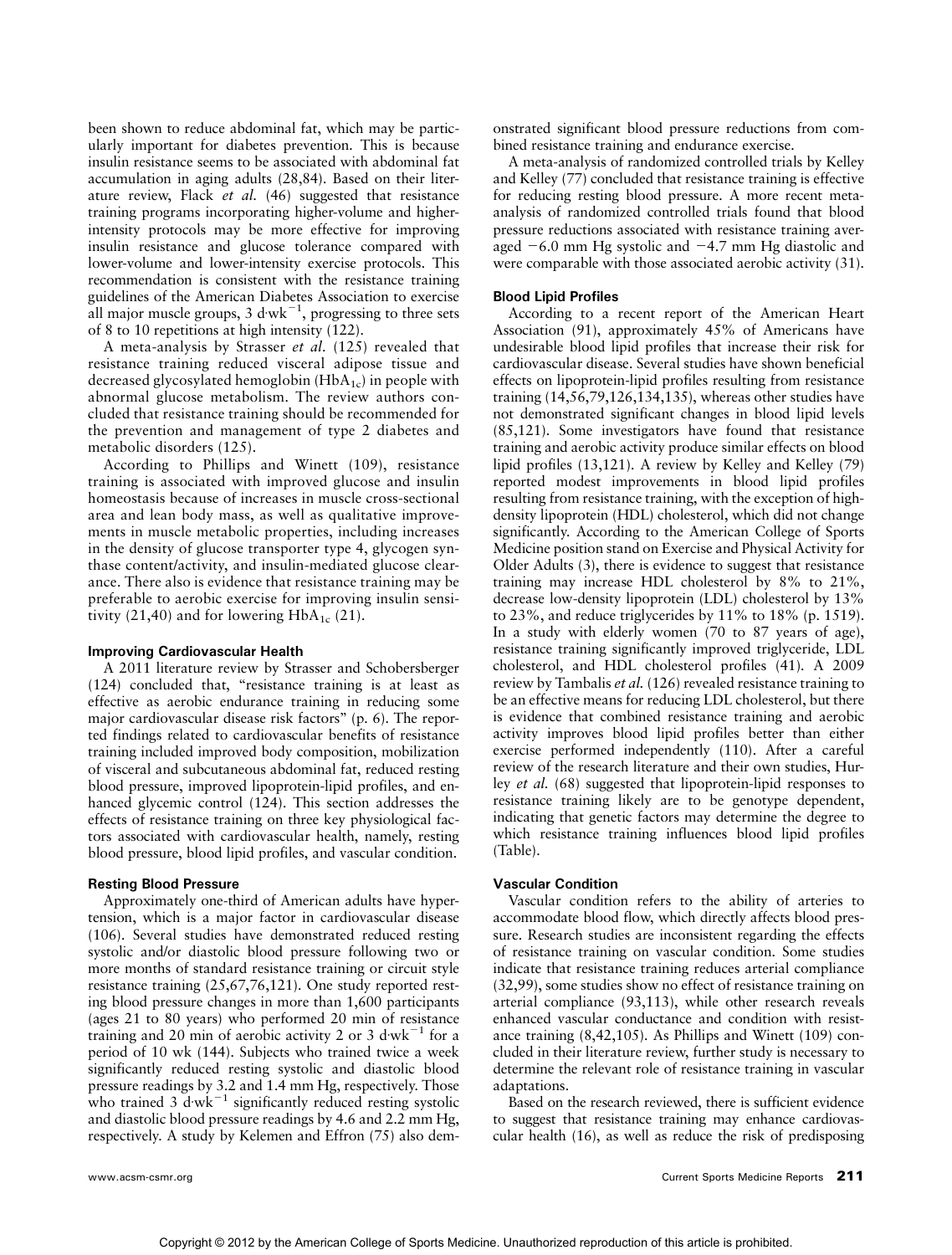been shown to reduce abdominal fat, which may be particularly important for diabetes prevention. This is because insulin resistance seems to be associated with abdominal fat accumulation in aging adults (28,84). Based on their literature review, Flack *et al.* (46) suggested that resistance training programs incorporating higher-volume and higher-intensity protocols may be more effective for improving insulin resistance and glucose tolerance compared with lower-volume and lower-intensity exercise protocols. This recommendation is consistent with the resistance training guidelines of the American Diabetes Association to exercise all major muscle groups, 3 d·wk$^{-1}$, progressing to three sets of 8 to 10 repetitions at high intensity (122).

A meta-analysis by Strasser *et al.* (125) revealed that resistance training reduced visceral adipose tissue and decreased glycosylated hemoglobin ($HbA_{1c}$) in people with abnormal glucose metabolism. The review authors concluded that resistance training should be recommended for the prevention and management of type 2 diabetes and metabolic disorders (125).

According to Phillips and Winett (109), resistance training is associated with improved glucose and insulin homeostasis because of increases in muscle cross-sectional area and lean body mass, as well as qualitative improvements in muscle metabolic properties, including increases in the density of glucose transporter type 4, glycogen synthase content/activity, and insulin-mediated glucose clearance. There also is evidence that resistance training may be preferable to aerobic exercise for improving insulin sensitivity (21,40) and for lowering $HbA_{1c}$ (21).

### Improving Cardiovascular Health

A 2011 literature review by Strasser and Schobersberger (124) concluded that, "resistance training is at least as effective as aerobic endurance training in reducing some major cardiovascular disease risk factors" (p. 6). The reported findings related to cardiovascular benefits of resistance training included improved body composition, mobilization of visceral and subcutaneous abdominal fat, reduced resting blood pressure, improved lipoprotein-lipid profiles, and enhanced glycemic control (124). This section addresses the effects of resistance training on three key physiological factors associated with cardiovascular health, namely, resting blood pressure, blood lipid profiles, and vascular condition.

#### Resting Blood Pressure

Approximately one-third of American adults have hypertension, which is a major factor in cardiovascular disease (106). Several studies have demonstrated reduced resting systolic and/or diastolic blood pressure following two or more months of standard resistance training or circuit style resistance training (25,67,76,121). One study reported resting blood pressure changes in more than 1,600 participants (ages 21 to 80 years) who performed 20 min of resistance training and 20 min of aerobic activity 2 or 3 d·wk$^{-1}$ for a period of 10 wk (144). Subjects who trained twice a week significantly reduced resting systolic and diastolic blood pressure readings by 3.2 and 1.4 mm Hg, respectively. Those who trained 3 d·wk$^{-1}$ significantly reduced resting systolic and diastolic blood pressure readings by 4.6 and 2.2 mm Hg, respectively. A study by Kelemen and Effron (75) also demonstrated significant blood pressure reductions from combined resistance training and endurance exercise.

A meta-analysis of randomized controlled trials by Kelley and Kelley (77) concluded that resistance training is effective for reducing resting blood pressure. A more recent meta-analysis of randomized controlled trials found that blood pressure reductions associated with resistance training averaged −6.0 mm Hg systolic and −4.7 mm Hg diastolic and were comparable with those associated aerobic activity (31).

#### Blood Lipid Profiles

According to a recent report of the American Heart Association (91), approximately 45% of Americans have undesirable blood lipid profiles that increase their risk for cardiovascular disease. Several studies have shown beneficial effects on lipoprotein-lipid profiles resulting from resistance training (14,56,79,126,134,135), whereas other studies have not demonstrated significant changes in blood lipid levels (85,121). Some investigators have found that resistance training and aerobic activity produce similar effects on blood lipid profiles (13,121). A review by Kelley and Kelley (79) reported modest improvements in blood lipid profiles resulting from resistance training, with the exception of high-density lipoprotein (HDL) cholesterol, which did not change significantly. According to the American College of Sports Medicine position stand on Exercise and Physical Activity for Older Adults (3), there is evidence to suggest that resistance training may increase HDL cholesterol by 8% to 21%, decrease low-density lipoprotein (LDL) cholesterol by 13% to 23%, and reduce triglycerides by 11% to 18% (p. 1519). In a study with elderly women (70 to 87 years of age), resistance training significantly improved triglyceride, LDL cholesterol, and HDL cholesterol profiles (41). A 2009 review by Tambalis *et al.* (126) revealed resistance training to be an effective means for reducing LDL cholesterol, but there is evidence that combined resistance training and aerobic activity improves blood lipid profiles better than either exercise performed independently (110). After a careful review of the research literature and their own studies, Hurley *et al.* (68) suggested that lipoprotein-lipid responses to resistance training likely are to be genotype dependent, indicating that genetic factors may determine the degree to which resistance training influences blood lipid profiles (Table).

#### Vascular Condition

Vascular condition refers to the ability of arteries to accommodate blood flow, which directly affects blood pressure. Research studies are inconsistent regarding the effects of resistance training on vascular condition. Some studies indicate that resistance training reduces arterial compliance (32,99), some studies show no effect of resistance training on arterial compliance (93,113), while other research reveals enhanced vascular conductance and condition with resistance training (8,42,105). As Phillips and Winett (109) concluded in their literature review, further study is necessary to determine the relevant role of resistance training in vascular adaptations.

Based on the research reviewed, there is sufficient evidence to suggest that resistance training may enhance cardiovascular health (16), as well as reduce the risk of predisposing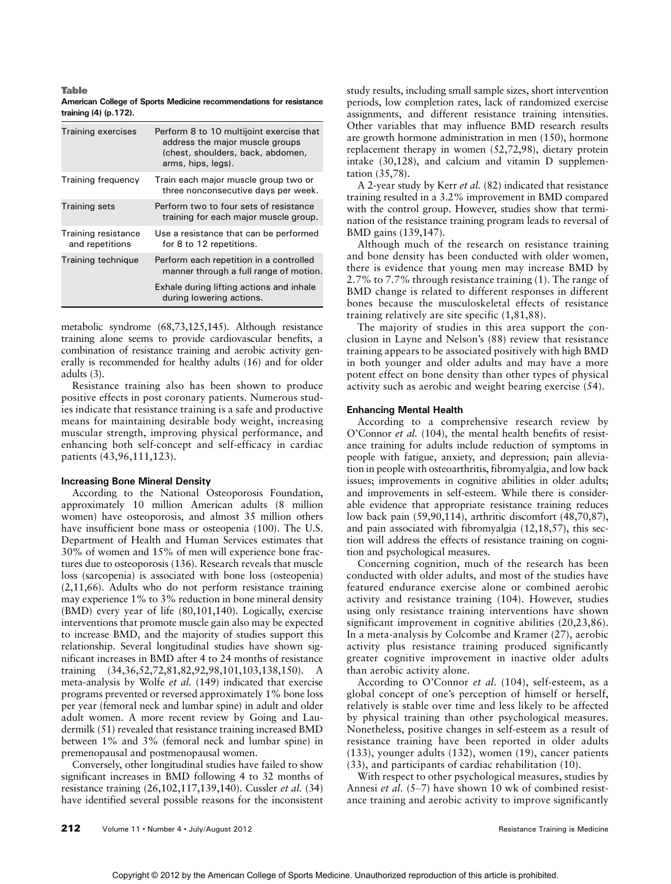**Table**

**American College of Sports Medicine recommendations for resistance training (4) (p.172).**

| | |
|---|---|
| Training exercises | Perform 8 to 10 multijoint exercise that address the major muscle groups (chest, shoulders, back, abdomen, arms, hips, legs). |
| Training frequency | Train each major muscle group two or three nonconsecutive days per week. |
| Training sets | Perform two to four sets of resistance training for each major muscle group. |
| Training resistance and repetitions | Use a resistance that can be performed for 8 to 12 repetitions. |
| Training technique | Perform each repetition in a controlled manner through a full range of motion. Exhale during lifting actions and inhale during lowering actions. |

metabolic syndrome (68,73,125,145). Although resistance training alone seems to provide cardiovascular benefits, a combination of resistance training and aerobic activity generally is recommended for healthy adults (16) and for older adults (3).

Resistance training also has been shown to produce positive effects in post coronary patients. Numerous studies indicate that resistance training is a safe and productive means for maintaining desirable body weight, increasing muscular strength, improving physical performance, and enhancing both self-concept and self-efficacy in cardiac patients (43,96,111,123).

**Increasing Bone Mineral Density**

According to the National Osteoporosis Foundation, approximately 10 million American adults (8 million women) have osteoporosis, and almost 35 million others have insufficient bone mass or osteopenia (100). The U.S. Department of Health and Human Services estimates that 30% of women and 15% of men will experience bone fractures due to osteoporosis (136). Research reveals that muscle loss (sarcopenia) is associated with bone loss (osteopenia) (2,11,66). Adults who do not perform resistance training may experience 1% to 3% reduction in bone mineral density (BMD) every year of life (80,101,140). Logically, exercise interventions that promote muscle gain also may be expected to increase BMD, and the majority of studies support this relationship. Several longitudinal studies have shown significant increases in BMD after 4 to 24 months of resistance training (34,36,52,72,81,82,92,98,101,103,138,150). A meta-analysis by Wolfe *et al.* (149) indicated that exercise programs prevented or reversed approximately 1% bone loss per year (femoral neck and lumbar spine) in adult and older adult women. A more recent review by Going and Laudermilk (51) revealed that resistance training increased BMD between 1% and 3% (femoral neck and lumbar spine) in premenopausal and postmenopausal women.

Conversely, other longitudinal studies have failed to show significant increases in BMD following 4 to 32 months of resistance training (26,102,117,139,140). Cussler *et al.* (34) have identified several possible reasons for the inconsistent study results, including small sample sizes, short intervention periods, low completion rates, lack of randomized exercise assignments, and different resistance training intensities. Other variables that may influence BMD research results are growth hormone administration in men (150), hormone replacement therapy in women (52,72,98), dietary protein intake (30,128), and calcium and vitamin D supplementation (35,78).

A 2-year study by Kerr *et al.* (82) indicated that resistance training resulted in a 3.2% improvement in BMD compared with the control group. However, studies show that termination of the resistance training program leads to reversal of BMD gains (139,147).

Although much of the research on resistance training and bone density has been conducted with older women, there is evidence that young men may increase BMD by 2.7% to 7.7% through resistance training (1). The range of BMD change is related to different responses in different bones because the musculoskeletal effects of resistance training relatively are site specific (1,81,88).

The majority of studies in this area support the conclusion in Layne and Nelson's (88) review that resistance training appears to be associated positively with high BMD in both younger and older adults and may have a more potent effect on bone density than other types of physical activity such as aerobic and weight bearing exercise (54).

**Enhancing Mental Health**

According to a comprehensive research review by O'Connor *et al.* (104), the mental health benefits of resistance training for adults include reduction of symptoms in people with fatigue, anxiety, and depression; pain alleviation in people with osteoarthritis, fibromyalgia, and low back issues; improvements in cognitive abilities in older adults; and improvements in self-esteem. While there is considerable evidence that appropriate resistance training reduces low back pain (59,90,114), arthritic discomfort (48,70,87), and pain associated with fibromyalgia (12,18,57), this section will address the effects of resistance training on cognition and psychological measures.

Concerning cognition, much of the research has been conducted with older adults, and most of the studies have featured endurance exercise alone or combined aerobic activity and resistance training (104). However, studies using only resistance training interventions have shown significant improvement in cognitive abilities (20,23,86). In a meta-analysis by Colcombe and Kramer (27), aerobic activity plus resistance training produced significantly greater cognitive improvement in inactive older adults than aerobic activity alone.

According to O'Connor *et al.* (104), self-esteem, as a global concept of one's perception of himself or herself, relatively is stable over time and less likely to be affected by physical training than other psychological measures. Nonetheless, positive changes in self-esteem as a result of resistance training have been reported in older adults (133), younger adults (132), women (19), cancer patients (33), and participants of cardiac rehabilitation (10).

With respect to other psychological measures, studies by Annesi *et al.* (5–7) have shown 10 wk of combined resistance training and aerobic activity to improve significantly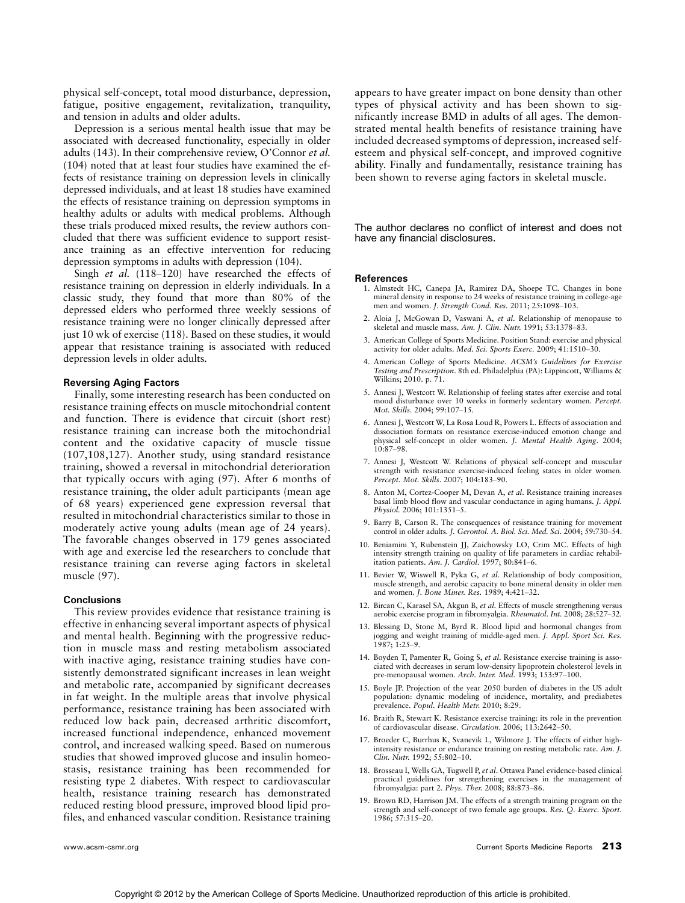physical self-concept, total mood disturbance, depression, fatigue, positive engagement, revitalization, tranquility, and tension in adults and older adults.

Depression is a serious mental health issue that may be associated with decreased functionality, especially in older adults (143). In their comprehensive review, O'Connor *et al.* (104) noted that at least four studies have examined the effects of resistance training on depression levels in clinically depressed individuals, and at least 18 studies have examined the effects of resistance training on depression symptoms in healthy adults or adults with medical problems. Although these trials produced mixed results, the review authors concluded that there was sufficient evidence to support resistance training as an effective intervention for reducing depression symptoms in adults with depression (104).

Singh *et al.* (118–120) have researched the effects of resistance training on depression in elderly individuals. In a classic study, they found that more than 80% of the depressed elders who performed three weekly sessions of resistance training were no longer clinically depressed after just 10 wk of exercise (118). Based on these studies, it would appear that resistance training is associated with reduced depression levels in older adults.

### Reversing Aging Factors

Finally, some interesting research has been conducted on resistance training effects on muscle mitochondrial content and function. There is evidence that circuit (short rest) resistance training can increase both the mitochondrial content and the oxidative capacity of muscle tissue (107,108,127). Another study, using standard resistance training, showed a reversal in mitochondrial deterioration that typically occurs with aging (97). After 6 months of resistance training, the older adult participants (mean age of 68 years) experienced gene expression reversal that resulted in mitochondrial characteristics similar to those in moderately active young adults (mean age of 24 years). The favorable changes observed in 179 genes associated with age and exercise led the researchers to conclude that resistance training can reverse aging factors in skeletal muscle (97).

### Conclusions

This review provides evidence that resistance training is effective in enhancing several important aspects of physical and mental health. Beginning with the progressive reduction in muscle mass and resting metabolism associated with inactive aging, resistance training studies have consistently demonstrated significant increases in lean weight and metabolic rate, accompanied by significant decreases in fat weight. In the multiple areas that involve physical performance, resistance training has been associated with reduced low back pain, decreased arthritic discomfort, increased functional independence, enhanced movement control, and increased walking speed. Based on numerous studies that showed improved glucose and insulin homeostasis, resistance training has been recommended for resisting type 2 diabetes. With respect to cardiovascular health, resistance training research has demonstrated reduced resting blood pressure, improved blood lipid profiles, and enhanced vascular condition. Resistance training appears to have greater impact on bone density than other types of physical activity and has been shown to significantly increase BMD in adults of all ages. The demonstrated mental health benefits of resistance training have included decreased symptoms of depression, increased self-esteem and physical self-concept, and improved cognitive ability. Finally and fundamentally, resistance training has been shown to reverse aging factors in skeletal muscle.

The author declares no conflict of interest and does not have any financial disclosures.

### References

1. Almstedt HC, Canepa JA, Ramirez DA, Shoepe TC. Changes in bone mineral density in response to 24 weeks of resistance training in college-age men and women. *J. Strength Cond. Res.* 2011; 25:1098–103.
2. Aloia J, McGowan D, Vaswani A, *et al.* Relationship of menopause to skeletal and muscle mass. *Am. J. Clin. Nutr.* 1991; 53:1378–83.
3. American College of Sports Medicine. Position Stand: exercise and physical activity for older adults. *Med. Sci. Sports Exerc.* 2009; 41:1510–30.
4. American College of Sports Medicine. *ACSM's Guidelines for Exercise Testing and Prescription*. 8th ed. Philadelphia (PA): Lippincott, Williams & Wilkins; 2010. p. 71.
5. Annesi J, Westcott W. Relationship of feeling states after exercise and total mood disturbance over 10 weeks in formerly sedentary women. *Percept. Mot. Skills.* 2004; 99:107–15.
6. Annesi J, Westcott W, La Rosa Loud R, Powers L. Effects of association and dissociation formats on resistance exercise-induced emotion change and physical self-concept in older women. *J. Mental Health Aging.* 2004; 10:87–98.
7. Annesi J, Westcott W. Relations of physical self-concept and muscular strength with resistance exercise-induced feeling states in older women. *Percept. Mot. Skills.* 2007; 104:183–90.
8. Anton M, Cortez-Cooper M, Devan A, *et al.* Resistance training increases basal limb blood flow and vascular conductance in aging humans. *J. Appl. Physiol.* 2006; 101:1351–5.
9. Barry B, Carson R. The consequences of resistance training for movement control in older adults. *J. Gerontol. A. Biol. Sci. Med. Sci.* 2004; 59:730–54.
10. Beniamini Y, Rubenstein JJ, Zaichowsky LO, Crim MC. Effects of high intensity strength training on quality of life parameters in cardiac rehabilitation patients. *Am. J. Cardiol.* 1997; 80:841–6.
11. Bevier W, Wiswell R, Pyka G, *et al.* Relationship of body composition, muscle strength, and aerobic capacity to bone mineral density in older men and women. *J. Bone Miner. Res.* 1989; 4:421–32.
12. Bircan C, Karasel SA, Akgun B, *et al.* Effects of muscle strengthening versus aerobic exercise program in fibromyalgia. *Rheumatol. Int.* 2008; 28:527–32.
13. Blessing D, Stone M, Byrd R. Blood lipid and hormonal changes from jogging and weight training of middle-aged men. *J. Appl. Sport Sci. Res.* 1987; 1:25–9.
14. Boyden T, Pamenter R, Going S, *et al.* Resistance exercise training is associated with decreases in serum low-density lipoprotein cholesterol levels in pre-menopausal women. *Arch. Inter. Med.* 1993; 153:97–100.
15. Boyle JP. Projection of the year 2050 burden of diabetes in the US adult population: dynamic modeling of incidence, mortality, and prediabetes prevalence. *Popul. Health Metr.* 2010; 8:29.
16. Braith R, Stewart K. Resistance exercise training: its role in the prevention of cardiovascular disease. *Circulation.* 2006; 113:2642–50.
17. Broeder C, Burrhus K, Svanevik L, Wilmore J. The effects of either high-intensity resistance or endurance training on resting metabolic rate. *Am. J. Clin. Nutr.* 1992; 55:802–10.
18. Brosseau I, Wells GA, Tugwell P, *et al.* Ottawa Panel evidence-based clinical practical guidelines for strengthening exercises in the management of fibromyalgia: part 2. *Phys. Ther.* 2008; 88:873–86.
19. Brown RD, Harrison JM. The effects of a strength training program on the strength and self-concept of two female age groups. *Res. Q. Exerc. Sport.* 1986; 57:315–20.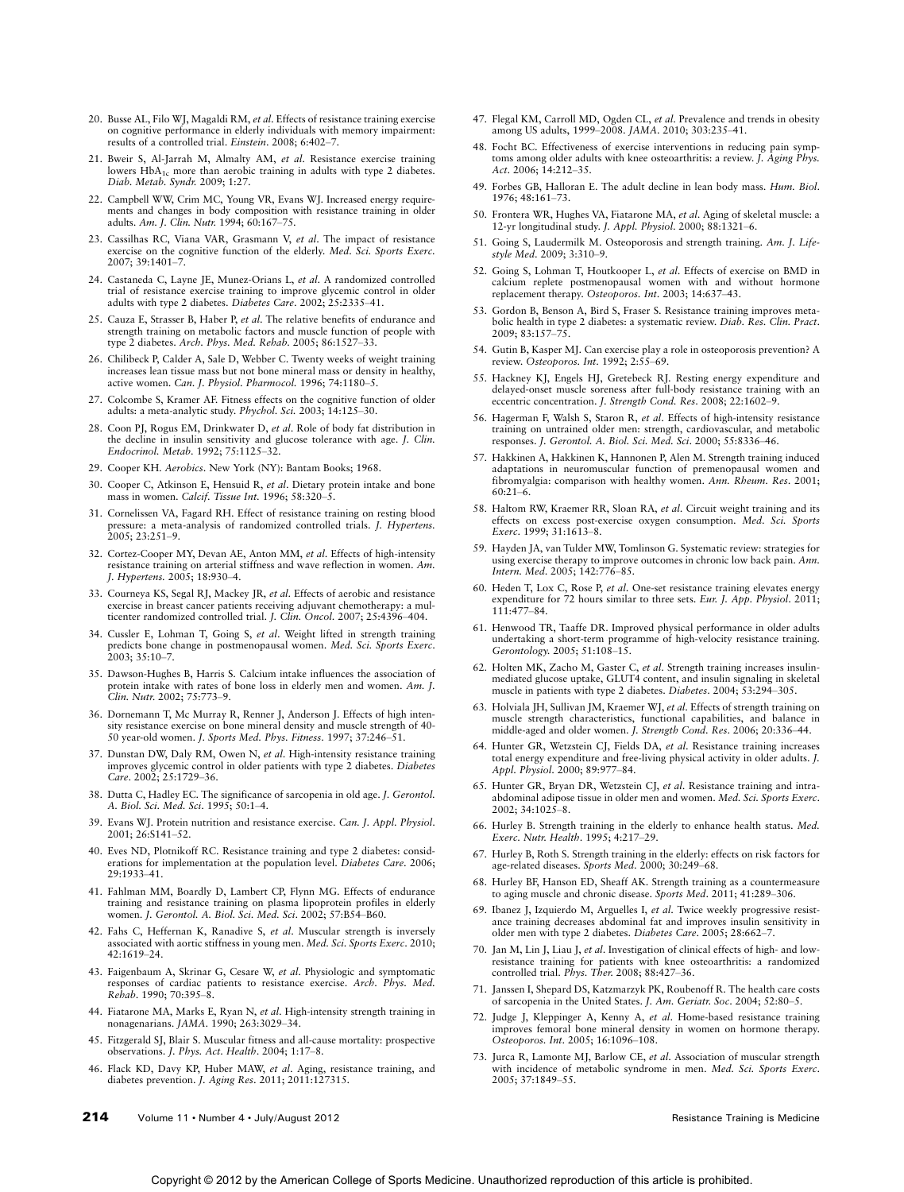20. Busse AL, Filo WJ, Magaldi RM, *et al*. Effects of resistance training exercise on cognitive performance in elderly individuals with memory impairment: results of a controlled trial. *Einstein*. 2008; 6:402–7.
21. Bweir S, Al-Jarrah M, Almalty AM, *et al*. Resistance exercise training lowers $HbA_{1c}$ more than aerobic training in adults with type 2 diabetes. *Diab. Metab. Syndr.* 2009; 1:27.
22. Campbell WW, Crim MC, Young VR, Evans WJ. Increased energy requirements and changes in body composition with resistance training in older adults. *Am. J. Clin. Nutr.* 1994; 60:167–75.
23. Cassilhas RC, Viana VAR, Grasmann V, *et al*. The impact of resistance exercise on the cognitive function of the elderly. *Med. Sci. Sports Exerc.* 2007; 39:1401–7.
24. Castaneda C, Layne JE, Munez-Orians L, *et al*. A randomized controlled trial of resistance exercise training to improve glycemic control in older adults with type 2 diabetes. *Diabetes Care*. 2002; 25:2335–41.
25. Cauza E, Strasser B, Haber P, *et al*. The relative benefits of endurance and strength training on metabolic factors and muscle function of people with type 2 diabetes. *Arch. Phys. Med. Rehab.* 2005; 86:1527–33.
26. Chilibeck P, Calder A, Sale D, Webber C. Twenty weeks of weight training increases lean tissue mass but not bone mineral mass or density in healthy, active women. *Can. J. Physiol. Pharmocol.* 1996; 74:1180–5.
27. Colcombe S, Kramer AF. Fitness effects on the cognitive function of older adults: a meta-analytic study. *Phychol. Sci.* 2003; 14:125–30.
28. Coon PJ, Rogus EM, Drinkwater D, *et al*. Role of body fat distribution in the decline in insulin sensitivity and glucose tolerance with age. *J. Clin. Endocrinol. Metab.* 1992; 75:1125–32.
29. Cooper KH. *Aerobics*. New York (NY): Bantam Books; 1968.
30. Cooper C, Atkinson E, Hensuid R, *et al*. Dietary protein intake and bone mass in women. *Calcif. Tissue Int.* 1996; 58:320–5.
31. Cornelissen VA, Fagard RH. Effect of resistance training on resting blood pressure: a meta-analysis of randomized controlled trials. *J. Hypertens.* 2005; 23:251–9.
32. Cortez-Cooper MY, Devan AE, Anton MM, *et al*. Effects of high-intensity resistance training on arterial stiffness and wave reflection in women. *Am. J. Hypertens.* 2005; 18:930–4.
33. Courneya KS, Segal RJ, Mackey JR, *et al*. Effects of aerobic and resistance exercise in breast cancer patients receiving adjuvant chemotherapy: a multicenter randomized controlled trial. *J. Clin. Oncol.* 2007; 25:4396–404.
34. Cussler E, Lohman T, Going S, *et al*. Weight lifted in strength training predicts bone change in postmenopausal women. *Med. Sci. Sports Exerc.* 2003; 35:10–7.
35. Dawson-Hughes B, Harris S. Calcium intake influences the association of protein intake with rates of bone loss in elderly men and women. *Am. J. Clin. Nutr.* 2002; 75:773–9.
36. Dornemann T, Mc Murray R, Renner J, Anderson J. Effects of high intensity resistance exercise on bone mineral density and muscle strength of 40-50 year-old women. *J. Sports Med. Phys. Fitness*. 1997; 37:246–51.
37. Dunstan DW, Daly RM, Owen N, *et al*. High-intensity resistance training improves glycemic control in older patients with type 2 diabetes. *Diabetes Care*. 2002; 25:1729–36.
38. Dutta C, Hadley EC. The significance of sarcopenia in old age. *J. Gerontol. A. Biol. Sci. Med. Sci.* 1995; 50:1–4.
39. Evans WJ. Protein nutrition and resistance exercise. *Can. J. Appl. Physiol.* 2001; 26:S141–52.
40. Eves ND, Plotnikoff RC. Resistance training and type 2 diabetes: considerations for implementation at the population level. *Diabetes Care*. 2006; 29:1933–41.
41. Fahlman MM, Boardly D, Lambert CP, Flynn MG. Effects of endurance training and resistance training on plasma lipoprotein profiles in elderly women. *J. Gerontol. A. Biol. Sci. Med. Sci.* 2002; 57:B54–B60.
42. Fahs C, Heffernan K, Ranadive S, *et al*. Muscular strength is inversely associated with aortic stiffness in young men. *Med. Sci. Sports Exerc.* 2010; 42:1619–24.
43. Faigenbaum A, Skrinar G, Cesare W, *et al*. Physiologic and symptomatic responses of cardiac patients to resistance exercise. *Arch. Phys. Med. Rehab.* 1990; 70:395–8.
44. Fiatarone MA, Marks E, Ryan N, *et al*. High-intensity strength training in nonagenarians. *JAMA*. 1990; 263:3029–34.
45. Fitzgerald SJ, Blair S. Muscular fitness and all-cause mortality: prospective observations. *J. Phys. Act. Health*. 2004; 1:17–8.
46. Flack KD, Davy KP, Huber MAW, *et al*. Aging, resistance training, and diabetes prevention. *J. Aging Res.* 2011; 2011:127315.
47. Flegal KM, Carroll MD, Ogden CL, *et al*. Prevalence and trends in obesity among US adults, 1999–2008. *JAMA*. 2010; 303:235–41.
48. Focht BC. Effectiveness of exercise interventions in reducing pain symptoms among older adults with knee osteoarthritis: a review. *J. Aging Phys. Act.* 2006; 14:212–35.
49. Forbes GB, Halloran E. The adult decline in lean body mass. *Hum. Biol.* 1976; 48:161–73.
50. Frontera WR, Hughes VA, Fiatarone MA, *et al*. Aging of skeletal muscle: a 12-yr longitudinal study. *J. Appl. Physiol.* 2000; 88:1321–6.
51. Going S, Laudermilk M. Osteoporosis and strength training. *Am. J. Lifestyle Med.* 2009; 3:310–9.
52. Going S, Lohman T, Houtkooper L, *et al*. Effects of exercise on BMD in calcium replete postmenopausal women with and without hormone replacement therapy. *Osteoporos. Int.* 2003; 14:637–43.
53. Gordon B, Benson A, Bird S, Fraser S. Resistance training improves metabolic health in type 2 diabetes: a systematic review. *Diab. Res. Clin. Pract.* 2009; 83:157–75.
54. Gutin B, Kasper MJ. Can exercise play a role in osteoporosis prevention? A review. *Osteoporos. Int.* 1992; 2:55–69.
55. Hackney KJ, Engels HJ, Gretebeck RJ. Resting energy expenditure and delayed-onset muscle soreness after full-body resistance training with an eccentric concentration. *J. Strength Cond. Res.* 2008; 22:1602–9.
56. Hagerman F, Walsh S, Staron R, *et al*. Effects of high-intensity resistance training on untrained older men: strength, cardiovascular, and metabolic responses. *J. Gerontol. A. Biol. Sci. Med. Sci.* 2000; 55:B336–46.
57. Hakkinen A, Hakkinen K, Hannonen P, Alen M. Strength training induced adaptations in neuromuscular function of premenopausal women and fibromyalgia: comparison with healthy women. *Ann. Rheum. Res.* 2001; 60:21–6.
58. Haltom RW, Kraemer RR, Sloan RA, *et al*. Circuit weight training and its effects on excess post-exercise oxygen consumption. *Med. Sci. Sports Exerc.* 1999; 31:1613–8.
59. Hayden JA, van Tulder MW, Tomlinson G. Systematic review: strategies for using exercise therapy to improve outcomes in chronic low back pain. *Ann. Intern. Med.* 2005; 142:776–85.
60. Heden T, Lox C, Rose P, *et al*. One-set resistance training elevates energy expenditure for 72 hours similar to three sets. *Eur. J. App. Physiol.* 2011; 111:477–84.
61. Henwood TR, Taaffe DR. Improved physical performance in older adults undertaking a short-term programme of high-velocity resistance training. *Gerontology*. 2005; 51:108–15.
62. Holten MK, Zacho M, Gaster C, *et al*. Strength training increases insulin-mediated glucose uptake, GLUT4 content, and insulin signaling in skeletal muscle in patients with type 2 diabetes. *Diabetes*. 2004; 53:294–305.
63. Holviala JH, Sullivan JM, Kraemer WJ, *et al*. Effects of strength training on muscle strength characteristics, functional capabilities, and balance in middle-aged and older women. *J. Strength Cond. Res.* 2006; 20:336–44.
64. Hunter GR, Wetzstein CJ, Fields DA, *et al*. Resistance training increases total energy expenditure and free-living physical activity in older adults. *J. Appl. Physiol.* 2000; 89:977–84.
65. Hunter GR, Bryan DR, Wetzstein CJ, *et al*. Resistance training and intra-abdominal adipose tissue in older men and women. *Med. Sci. Sports Exerc.* 2002; 34:1025–8.
66. Hurley B. Strength training in the elderly to enhance health status. *Med. Exerc. Nutr. Health*. 1995; 4:217–29.
67. Hurley B, Roth S. Strength training in the elderly: effects on risk factors for age-related diseases. *Sports Med.* 2000; 30:249–68.
68. Hurley BF, Hanson ED, Sheaff AK. Strength training as a countermeasure to aging muscle and chronic disease. *Sports Med.* 2011; 41:289–306.
69. Ibanez J, Izquierdo M, Arguelles I, *et al*. Twice weekly progressive resistance training decreases abdominal fat and improves insulin sensitivity in older men with type 2 diabetes. *Diabetes Care*. 2005; 28:662–7.
70. Jan M, Lin J, Liau J, *et al*. Investigation of clinical effects of high- and low-resistance training for patients with knee osteoarthritis: a randomized controlled trial. *Phys. Ther.* 2008; 88:427–36.
71. Janssen I, Shepard DS, Katzmarzyk PK, Roubenoff R. The health care costs of sarcopenia in the United States. *J. Am. Geriatr. Soc.* 2004; 52:80–5.
72. Judge J, Kleppinger A, Kenny A, *et al*. Home-based resistance training improves femoral bone mineral density in women on hormone therapy. *Osteoporos. Int.* 2005; 16:1096–108.
73. Jurca R, Lamonte MJ, Barlow CE, *et al*. Association of muscular strength with incidence of metabolic syndrome in men. *Med. Sci. Sports Exerc.* 2005; 37:1849–55.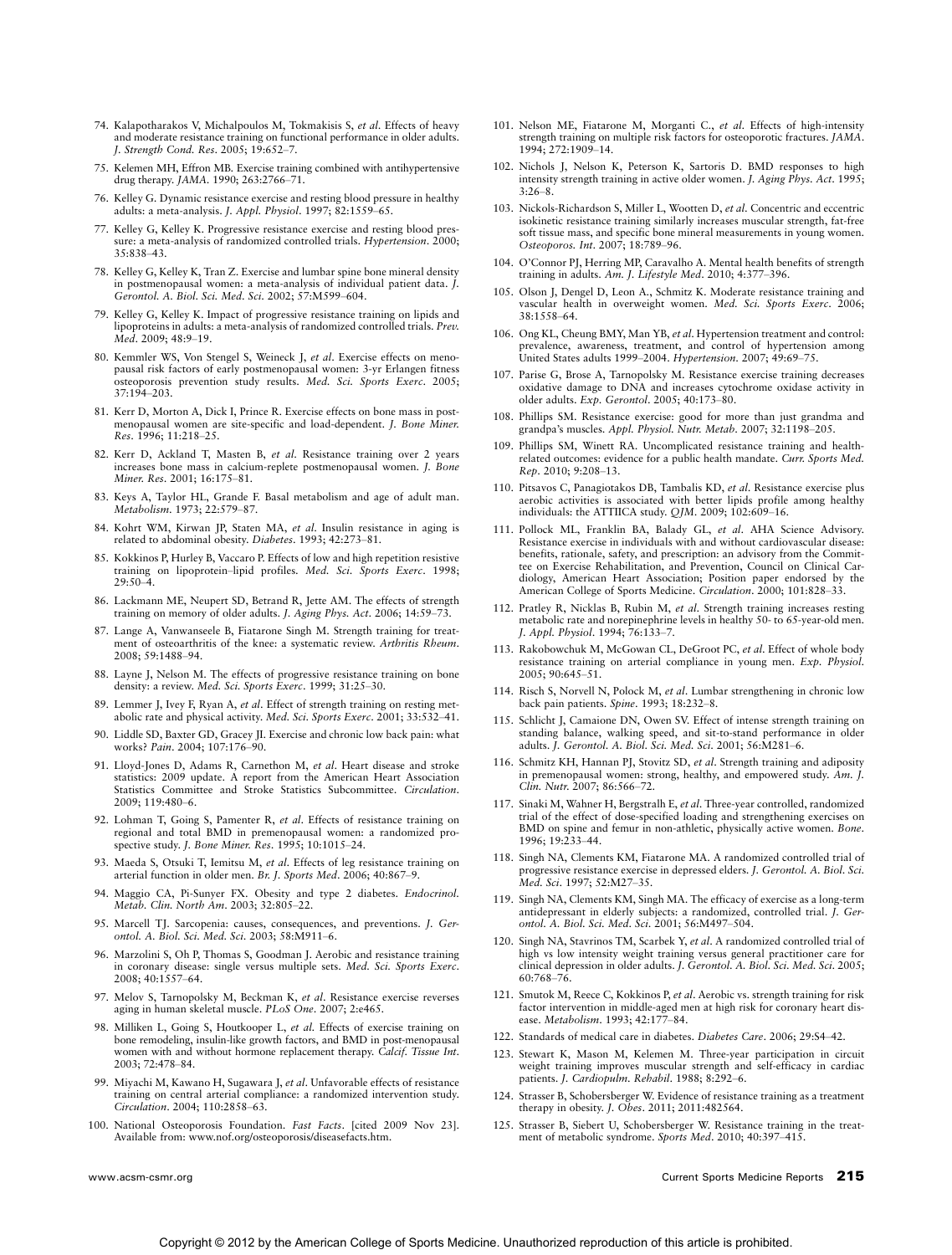74. Kalapotharakos V, Michalpoulos M, Tokmakisis S, *et al.* Effects of heavy and moderate resistance training on functional performance in older adults. *J. Strength Cond. Res.* 2005; 19:652–7.
75. Kelemen MH, Effron MB. Exercise training combined with antihypertensive drug therapy. *JAMA.* 1990; 263:2766–71.
76. Kelley G. Dynamic resistance exercise and resting blood pressure in healthy adults: a meta-analysis. *J. Appl. Physiol.* 1997; 82:1559–65.
77. Kelley G, Kelley K. Progressive resistance exercise and resting blood pressure: a meta-analysis of randomized controlled trials. *Hypertension.* 2000; 35:838–43.
78. Kelley G, Kelley K, Tran Z. Exercise and lumbar spine bone mineral density in postmenopausal women: a meta-analysis of individual patient data. *J. Gerontol. A. Biol. Sci. Med. Sci.* 2002; 57:M599–604.
79. Kelley G, Kelley K. Impact of progressive resistance training on lipids and lipoproteins in adults: a meta-analysis of randomized controlled trials. *Prev. Med.* 2009; 48:9–19.
80. Kemmler WS, Von Stengel S, Weineck J, *et al.* Exercise effects on menopausal risk factors of early postmenopausal women: 3-yr Erlangen fitness osteoporosis prevention study results. *Med. Sci. Sports Exerc.* 2005; 37:194–203.
81. Kerr D, Morton A, Dick I, Prince R. Exercise effects on bone mass in postmenopausal women are site-specific and load-dependent. *J. Bone Miner. Res.* 1996; 11:218–25.
82. Kerr D, Ackland T, Masten B, *et al.* Resistance training over 2 years increases bone mass in calcium-replete postmenopausal women. *J. Bone Miner. Res.* 2001; 16:175–81.
83. Keys A, Taylor HL, Grande F. Basal metabolism and age of adult man. *Metabolism.* 1973; 22:579–87.
84. Kohrt WM, Kirwan JP, Staten MA, *et al.* Insulin resistance in aging is related to abdominal obesity. *Diabetes.* 1993; 42:273–81.
85. Kokkinos P, Hurley B, Vaccaro P. Effects of low and high repetition resistive training on lipoprotein–lipid profiles. *Med. Sci. Sports Exerc.* 1998; 29:50–4.
86. Lackmann ME, Neupert SD, Betrand R, Jette AM. The effects of strength training on memory of older adults. *J. Aging Phys. Act.* 2006; 14:59–73.
87. Lange A, Vanwanseele B, Fiatarone Singh M. Strength training for treatment of osteoarthritis of the knee: a systematic review. *Arthritis Rheum.* 2008; 59:1488–94.
88. Layne J, Nelson M. The effects of progressive resistance training on bone density: a review. *Med. Sci. Sports Exerc.* 1999; 31:25–30.
89. Lemmer J, Ivey F, Ryan A, *et al.* Effect of strength training on resting metabolic rate and physical activity. *Med. Sci. Sports Exerc.* 2001; 33:532–41.
90. Liddle SD, Baxter GD, Gracey JI. Exercise and chronic low back pain: what works? *Pain.* 2004; 107:176–90.
91. Lloyd-Jones D, Adams R, Carnethon M, *et al.* Heart disease and stroke statistics: 2009 update. A report from the American Heart Association Statistics Committee and Stroke Statistics Subcommittee. *Circulation.* 2009; 119:480–6.
92. Lohman T, Going S, Pamenter R, *et al.* Effects of resistance training on regional and total BMD in premenopausal women: a randomized prospective study. *J. Bone Miner. Res.* 1995; 10:1015–24.
93. Maeda S, Otsuki T, Iemitsu M, *et al.* Effects of leg resistance training on arterial function in older men. *Br. J. Sports Med.* 2006; 40:867–9.
94. Maggio CA, Pi-Sunyer FX. Obesity and type 2 diabetes. *Endocrinol. Metab. Clin. North Am.* 2003; 32:805–22.
95. Marcell TJ. Sarcopenia: causes, consequences, and preventions. *J. Gerontol. A. Biol. Sci. Med. Sci.* 2003; 58:M911–6.
96. Marzolini S, Oh P, Thomas S, Goodman J. Aerobic and resistance training in coronary disease: single versus multiple sets. *Med. Sci. Sports Exerc.* 2008; 40:1557–64.
97. Melov S, Tarnopolsky M, Beckman K, *et al.* Resistance exercise reverses aging in human skeletal muscle. *PLoS One.* 2007; 2:e465.
98. Milliken L, Going S, Houtkooper L, *et al.* Effects of exercise training on bone remodeling, insulin-like growth factors, and BMD in post-menopausal women with and without hormone replacement therapy. *Calcif. Tissue Int.* 2003; 72:478–84.
99. Miyachi M, Kawano H, Sugawara J, *et al.* Unfavorable effects of resistance training on central arterial compliance: a randomized intervention study. *Circulation.* 2004; 110:2858–63.
100. National Osteoporosis Foundation. *Fast Facts.* [cited 2009 Nov 23]. Available from: www.nof.org/osteoporosis/diseasefacts.htm.
101. Nelson ME, Fiatarone M, Morganti C., *et al.* Effects of high-intensity strength training on multiple risk factors for osteoporotic fractures. *JAMA.* 1994; 272:1909–14.
102. Nichols J, Nelson K, Peterson K, Sartoris D. BMD responses to high intensity strength training in active older women. *J. Aging Phys. Act.* 1995; 3:26–8.
103. Nickols-Richardson S, Miller L, Wootten D, *et al.* Concentric and eccentric isokinetic resistance training similarly increases muscular strength, fat-free soft tissue mass, and specific bone mineral measurements in young women. *Osteoporos. Int.* 2007; 18:789–96.
104. O'Connor PJ, Herring MP, Caravalho A. Mental health benefits of strength training in adults. *Am. J. Lifestyle Med.* 2010; 4:377–396.
105. Olson J, Dengel D, Leon A., Schmitz K. Moderate resistance training and vascular health in overweight women. *Med. Sci. Sports Exerc.* 2006; 38:1558–64.
106. Ong KL, Cheung BMY, Man YB, *et al.* Hypertension treatment and control: prevalence, awareness, treatment, and control of hypertension among United States adults 1999–2004. *Hypertension.* 2007; 49:69–75.
107. Parise G, Brose A, Tarnopolsky M. Resistance exercise training decreases oxidative damage to DNA and increases cytochrome oxidase activity in older adults. *Exp. Gerontol.* 2005; 40:173–80.
108. Phillips SM. Resistance exercise: good for more than just grandma and grandpa's muscles. *Appl. Physiol. Nutr. Metab.* 2007; 32:1198–205.
109. Phillips SM, Winett RA. Uncomplicated resistance training and health-related outcomes: evidence for a public health mandate. *Curr. Sports Med. Rep.* 2010; 9:208–13.
110. Pitsavos C, Panagiotakos DB, Tambalis KD, *et al.* Resistance exercise plus aerobic activities is associated with better lipids profile among healthy individuals: the ATTIICA study. *QJM.* 2009; 102:609–16.
111. Pollock ML, Franklin BA, Balady GL, *et al.* AHA Science Advisory. Resistance exercise in individuals with and without cardiovascular disease: benefits, rationale, safety, and prescription: an advisory from the Committee on Exercise Rehabilitation, and Prevention, Council on Clinical Cardiology, American Heart Association; Position paper endorsed by the American College of Sports Medicine. *Circulation.* 2000; 101:828–33.
112. Pratley R, Nicklas B, Rubin M, *et al.* Strength training increases resting metabolic rate and norepinephrine levels in healthy 50- to 65-year-old men. *J. Appl. Physiol.* 1994; 76:133–7.
113. Rakobowchuk M, McGowan CL, DeGroot PC, *et al.* Effect of whole body resistance training on arterial compliance in young men. *Exp. Physiol.* 2005; 90:645–51.
114. Risch S, Norvell N, Polock M, *et al.* Lumbar strengthening in chronic low back pain patients. *Spine.* 1993; 18:232–8.
115. Schlicht J, Camaione DN, Owen SV. Effect of intense strength training on standing balance, walking speed, and sit-to-stand performance in older adults. *J. Gerontol. A. Biol. Sci. Med. Sci.* 2001; 56:M281–6.
116. Schmitz KH, Hannan PJ, Stovitz SD, *et al.* Strength training and adiposity in premenopausal women: strong, healthy, and empowered study. *Am. J. Clin. Nutr.* 2007; 86:566–72.
117. Sinaki M, Wahner H, Bergstralh E, *et al.* Three-year controlled, randomized trial of the effect of dose-specified loading and strengthening exercises on BMD on spine and femur in non-athletic, physically active women. *Bone.* 1996; 19:233–44.
118. Singh NA, Clements KM, Fiatarone MA. A randomized controlled trial of progressive resistance exercise in depressed elders. *J. Gerontol. A. Biol. Sci. Med. Sci.* 1997; 52:M27–35.
119. Singh NA, Clements KM, Singh MA. The efficacy of exercise as a long-term antidepressant in elderly subjects: a randomized, controlled trial. *J. Gerontol. A. Biol. Sci. Med. Sci.* 2001; 56:M497–504.
120. Singh NA, Stavrinos TM, Scarbek Y, *et al.* A randomized controlled trial of high vs low intensity weight training versus general practitioner care for clinical depression in older adults. *J. Gerontol. A. Biol. Sci. Med. Sci.* 2005; 60:768–76.
121. Smutok M, Reece C, Kokkinos P, *et al.* Aerobic vs. strength training for risk factor intervention in middle-aged men at high risk for coronary heart disease. *Metabolism.* 1993; 42:177–84.
122. Standards of medical care in diabetes. *Diabetes Care.* 2006; 29:S4–42.
123. Stewart K, Mason M, Kelemen M. Three-year participation in circuit weight training improves muscular strength and self-efficacy in cardiac patients. *J. Cardiopulm. Rehabil.* 1988; 8:292–6.
124. Strasser B, Schobersberger W. Evidence of resistance training as a treatment therapy in obesity. *J. Obes.* 2011; 2011:482564.
125. Strasser B, Siebert U, Schobersberger W. Resistance training in the treatment of metabolic syndrome. *Sports Med.* 2010; 40:397–415.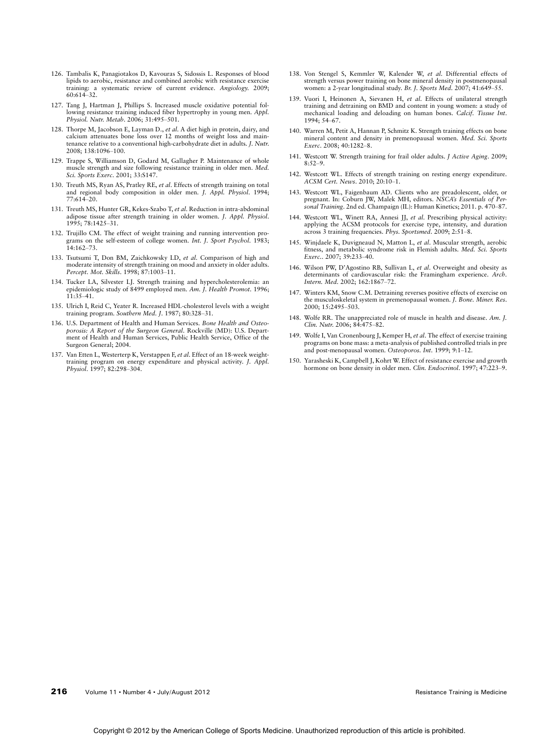126. Tambalis K, Panagiotakos D, Kavouras S, Sidossis L. Responses of blood lipids to aerobic, resistance and combined aerobic with resistance exercise training: a systematic review of current evidence. *Angiology.* 2009; 60:614–32.

127. Tang J, Hartman J, Phillips S. Increased muscle oxidative potential following resistance training induced fiber hypertrophy in young men. *Appl. Physiol. Nutr. Metab*. 2006; 31:495–501.

128. Thorpe M, Jacobson E, Layman D., *et al*. A diet high in protein, dairy, and calcium attenuates bone loss over 12 months of weight loss and maintenance relative to a conventional high-carbohydrate diet in adults. *J. Nutr.* 2008; 138:1096–100.

129. Trappe S, Williamson D, Godard M, Gallagher P. Maintenance of whole muscle strength and size following resistance training in older men. *Med. Sci. Sports Exerc*. 2001; 33:S147.

130. Treuth MS, Ryan AS, Pratley RE, *et al*. Effects of strength training on total and regional body composition in older men. *J. Appl. Physiol*. 1994; 77:614–20.

131. Treuth MS, Hunter GR, Kekes-Szabo T, *et al*. Reduction in intra-abdominal adipose tissue after strength training in older women. *J. Appl. Physiol*. 1995; 78:1425–31.

132. Trujillo CM. The effect of weight training and running intervention programs on the self-esteem of college women. *Int. J. Sport Psychol*. 1983; 14:162–73.

133. Tsutsumi T, Don BM, Zaichkowsky LD, *et al*. Comparison of high and moderate intensity of strength training on mood and anxiety in older adults. *Percept. Mot. Skills*. 1998; 87:1003–11.

134. Tucker LA, Silvester LJ. Strength training and hypercholesterolemia: an epidemiologic study of 8499 employed men. *Am. J. Health Promot*. 1996; 11:35–41.

135. Ulrich I, Reid C, Yeater R. Increased HDL-cholesterol levels with a weight training program. *Southern Med. J*. 1987; 80:328–31.

136. U.S. Department of Health and Human Services. *Bone Health and Osteoporosis: A Report of the Surgeon General*. Rockville (MD): U.S. Department of Health and Human Services, Public Health Service, Office of the Surgeon General; 2004.

137. Van Etten L, Westerterp K, Verstappen F, *et al*. Effect of an 18-week weight-training program on energy expenditure and physical activity. *J. Appl. Physiol*. 1997; 82:298–304.

138. Von Stengel S, Kemmler W, Kalender W, *et al*. Differential effects of strength versus power training on bone mineral density in postmenopausal women: a 2-year longitudinal study. *Br. J. Sports Med*. 2007; 41:649–55.

139. Vuori I, Heinonen A, Sievanen H, *et al*. Effects of unilateral strength training and detraining on BMD and content in young women: a study of mechanical loading and deloading on human bones. *Calcif. Tissue Int*. 1994; 54–67.

140. Warren M, Petit A, Hannan P, Schmitz K. Strength training effects on bone mineral content and density in premenopausal women. *Med. Sci. Sports Exerc*. 2008; 40:1282–8.

141. Westcott W. Strength training for frail older adults. *J Active Aging*. 2009; 8:52–9.

142. Westcott WL. Effects of strength training on resting energy expenditure. *ACSM Cert. News*. 2010; 20:10–1.

143. Westcott WL, Faigenbaum AD. Clients who are preadolescent, older, or pregnant. In: Coburn JW, Malek MH, editors. *NSCA's Essentials of Personal Training*. 2nd ed. Champaign (IL): Human Kinetics; 2011. p. 470–87.

144. Westcott WL, Winett RA, Annesi JJ, *et al*. Prescribing physical activity: applying the ACSM protocols for exercise type, intensity, and duration across 3 training frequencies. *Phys. Sportsmed*. 2009; 2:51–8.

145. Winjdaele K, Duvigneaud N, Matton L, *et al*. Muscular strength, aerobic fitness, and metabolic syndrome risk in Flemish adults. *Med. Sci. Sports Exerc.*. 2007; 39:233–40.

146. Wilson PW, D'Agostino RB, Sullivan L, *et al*. Overweight and obesity as determinants of cardiovascular risk: the Framingham experience. *Arch. Intern. Med*. 2002; 162:1867–72.

147. Winters KM, Snow C.M. Detraining reverses positive effects of exercise on the musculoskeletal system in premenopausal women. *J. Bone. Miner. Res*. 2000; 15:2495–503.

148. Wolfe RR. The unappreciated role of muscle in health and disease. *Am. J. Clin. Nutr.* 2006; 84:475–82.

149. Wolfe I, Van Cronenbourg J, Kemper H, *et al*. The effect of exercise training programs on bone mass: a meta-analysis of published controlled trials in pre and post-menopausal women. *Osteoporos. Int*. 1999; 9:1–12.

150. Yarasheski K, Campbell J, Kohrt W. Effect of resistance exercise and growth hormone on bone density in older men. *Clin. Endocrinol*. 1997; 47:223–9.

Copyright © 2012 by the American College of Sports Medicine. Unauthorized reproduction of this article is prohibited.